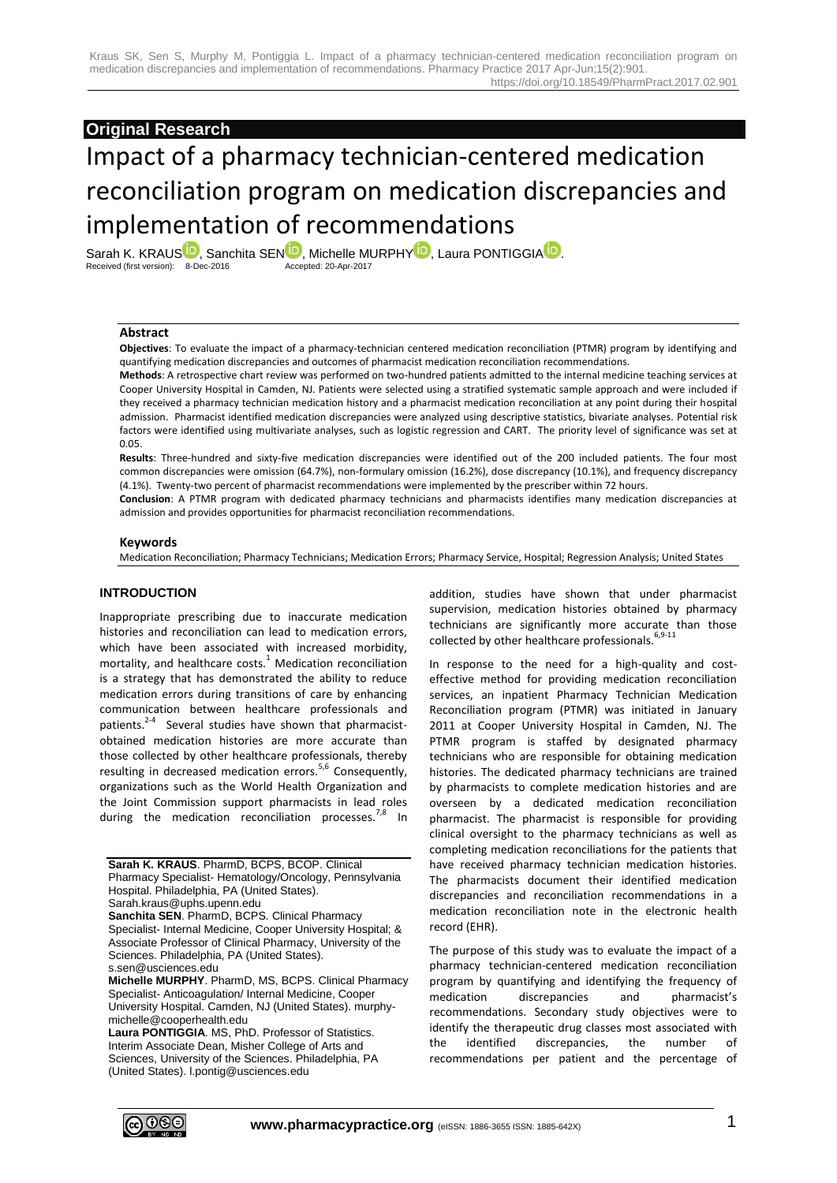**Original Research**

# Impact of a pharmacy technician-centered medication reconciliation program on medication discrepancies and implementation of recommendations

Sarah K. KRAUS, Sanchita SEN, Michelle MURPHY, Laura PONTIGGIA.

Received (first version): 8-Dec-2016 Accepted: 20-Apr-2017

## Abstract

**Objectives**: To evaluate the impact of a pharmacy-technician centered medication reconciliation (PTMR) program by identifying and quantifying medication discrepancies and outcomes of pharmacist medication reconciliation recommendations.

**Methods**: A retrospective chart review was performed on two-hundred patients admitted to the internal medicine teaching services at Cooper University Hospital in Camden, NJ. Patients were selected using a stratified systematic sample approach and were included if they received a pharmacy technician medication history and a pharmacist medication reconciliation at any point during their hospital admission. Pharmacist identified medication discrepancies were analyzed using descriptive statistics, bivariate analyses. Potential risk factors were identified using multivariate analyses, such as logistic regression and CART. The priority level of significance was set at 0.05.

**Results**: Three-hundred and sixty-five medication discrepancies were identified out of the 200 included patients. The four most common discrepancies were omission (64.7%), non-formulary omission (16.2%), dose discrepancy (10.1%), and frequency discrepancy (4.1%). Twenty-two percent of pharmacist recommendations were implemented by the prescriber within 72 hours.

**Conclusion**: A PTMR program with dedicated pharmacy technicians and pharmacists identifies many medication discrepancies at admission and provides opportunities for pharmacist reconciliation recommendations.

## Keywords

Medication Reconciliation; Pharmacy Technicians; Medication Errors; Pharmacy Service, Hospital; Regression Analysis; United States

## INTRODUCTION

Inappropriate prescribing due to inaccurate medication histories and reconciliation can lead to medication errors, which have been associated with increased morbidity, mortality, and healthcare costs.[1] Medication reconciliation is a strategy that has demonstrated the ability to reduce medication errors during transitions of care by enhancing communication between healthcare professionals and patients.[2-4] Several studies have shown that pharmacist-obtained medication histories are more accurate than those collected by other healthcare professionals, thereby resulting in decreased medication errors.[5,6] Consequently, organizations such as the World Health Organization and the Joint Commission support pharmacists in lead roles during the medication reconciliation processes.[7,8] In addition, studies have shown that under pharmacist supervision, medication histories obtained by pharmacy technicians are significantly more accurate than those collected by other healthcare professionals.[6,9-11]

In response to the need for a high-quality and cost-effective method for providing medication reconciliation services, an inpatient Pharmacy Technician Medication Reconciliation program (PTMR) was initiated in January 2011 at Cooper University Hospital in Camden, NJ. The PTMR program is staffed by designated pharmacy technicians who are responsible for obtaining medication histories. The dedicated pharmacy technicians are trained by pharmacists to complete medication histories and are overseen by a dedicated medication reconciliation pharmacist. The pharmacist is responsible for providing clinical oversight to the pharmacy technicians as well as completing medication reconciliations for the patients that have received pharmacy technician medication histories. The pharmacists document their identified medication discrepancies and reconciliation recommendations in a medication reconciliation note in the electronic health record (EHR).

The purpose of this study was to evaluate the impact of a pharmacy technician-centered medication reconciliation program by quantifying and identifying the frequency of medication discrepancies and pharmacist's recommendations. Secondary study objectives were to identify the therapeutic drug classes most associated with the identified discrepancies, the number of recommendations per patient and the percentage of

**Sarah K. KRAUS**. PharmD, BCPS, BCOP. Clinical Pharmacy Specialist- Hematology/Oncology, Pennsylvania Hospital. Philadelphia, PA (United States). Sarah.kraus@uphs.upenn.edu

**Sanchita SEN**. PharmD, BCPS. Clinical Pharmacy Specialist- Internal Medicine, Cooper University Hospital; & Associate Professor of Clinical Pharmacy, University of the Sciences. Philadelphia, PA (United States). s.sen@usciences.edu

**Michelle MURPHY**. PharmD, MS, BCPS. Clinical Pharmacy Specialist- Anticoagulation/ Internal Medicine, Cooper University Hospital. Camden, NJ (United States). murphy-michelle@cooperhealth.edu

**Laura PONTIGGIA**. MS, PhD. Professor of Statistics. Interim Associate Dean, Misher College of Arts and Sciences, University of the Sciences. Philadelphia, PA (United States). l.pontig@usciences.edu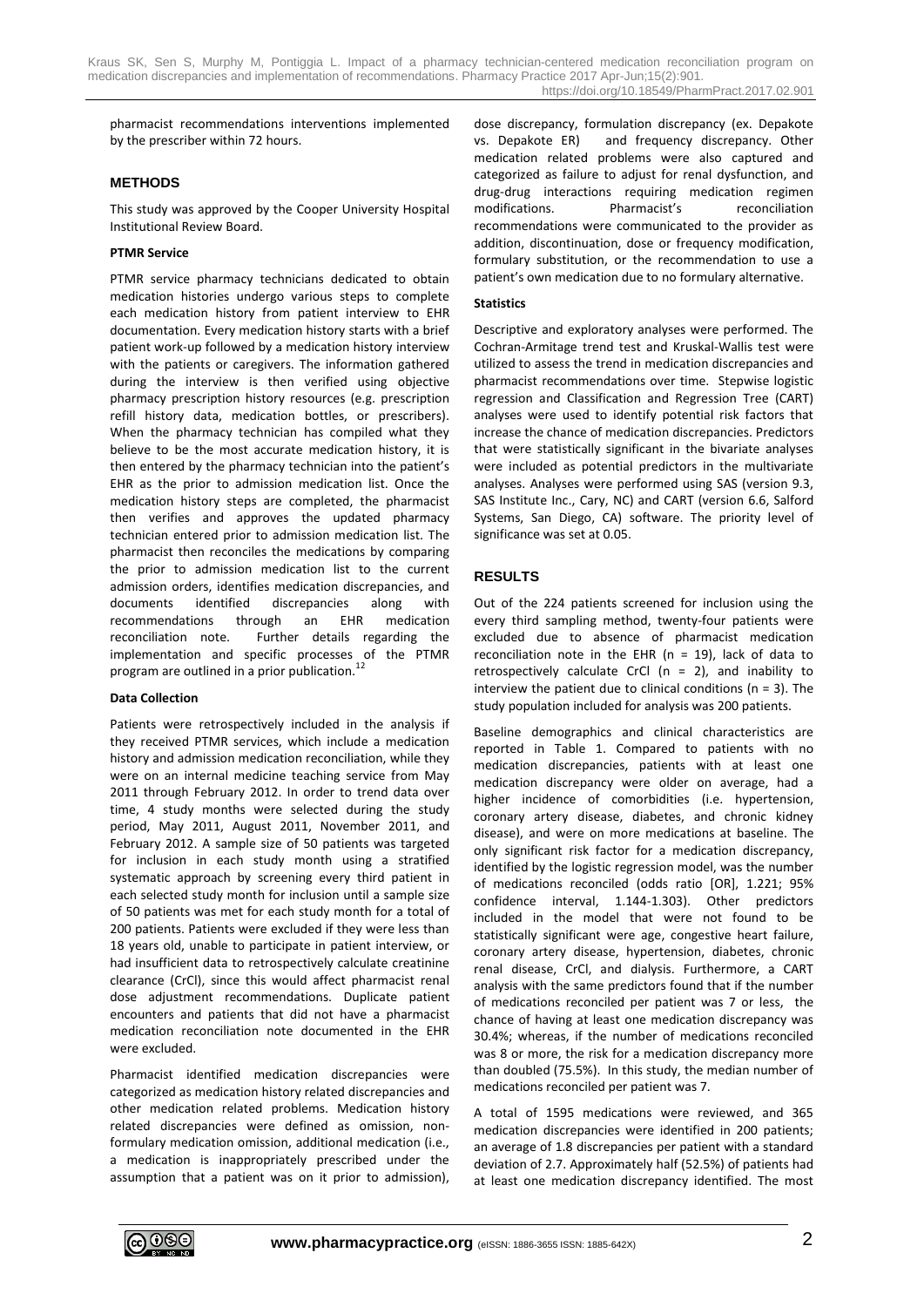pharmacist recommendations interventions implemented by the prescriber within 72 hours.

## METHODS

This study was approved by the Cooper University Hospital Institutional Review Board.

### PTMR Service

PTMR service pharmacy technicians dedicated to obtain medication histories undergo various steps to complete each medication history from patient interview to EHR documentation. Every medication history starts with a brief patient work-up followed by a medication history interview with the patients or caregivers. The information gathered during the interview is then verified using objective pharmacy prescription history resources (e.g. prescription refill history data, medication bottles, or prescribers). When the pharmacy technician has compiled what they believe to be the most accurate medication history, it is then entered by the pharmacy technician into the patient's EHR as the prior to admission medication list. Once the medication history steps are completed, the pharmacist then verifies and approves the updated pharmacy technician entered prior to admission medication list. The pharmacist then reconciles the medications by comparing the prior to admission medication list to the current admission orders, identifies medication discrepancies, and documents identified discrepancies along with recommendations through an EHR medication reconciliation note. Further details regarding the implementation and specific processes of the PTMR program are outlined in a prior publication.[12]

### Data Collection

Patients were retrospectively included in the analysis if they received PTMR services, which include a medication history and admission medication reconciliation, while they were on an internal medicine teaching service from May 2011 through February 2012. In order to trend data over time, 4 study months were selected during the study period, May 2011, August 2011, November 2011, and February 2012. A sample size of 50 patients was targeted for inclusion in each study month using a stratified systematic approach by screening every third patient in each selected study month for inclusion until a sample size of 50 patients was met for each study month for a total of 200 patients. Patients were excluded if they were less than 18 years old, unable to participate in patient interview, or had insufficient data to retrospectively calculate creatinine clearance (CrCl), since this would affect pharmacist renal dose adjustment recommendations. Duplicate patient encounters and patients that did not have a pharmacist medication reconciliation note documented in the EHR were excluded.

Pharmacist identified medication discrepancies were categorized as medication history related discrepancies and other medication related problems. Medication history related discrepancies were defined as omission, non-formulary medication omission, additional medication (i.e., a medication is inappropriately prescribed under the assumption that a patient was on it prior to admission), dose discrepancy, formulation discrepancy (ex. Depakote vs. Depakote ER) and frequency discrepancy. Other medication related problems were also captured and categorized as failure to adjust for renal dysfunction, and drug-drug interactions requiring medication regimen modifications. Pharmacist's reconciliation recommendations were communicated to the provider as addition, discontinuation, dose or frequency modification, formulary substitution, or the recommendation to use a patient's own medication due to no formulary alternative.

### Statistics

Descriptive and exploratory analyses were performed. The Cochran-Armitage trend test and Kruskal-Wallis test were utilized to assess the trend in medication discrepancies and pharmacist recommendations over time. Stepwise logistic regression and Classification and Regression Tree (CART) analyses were used to identify potential risk factors that increase the chance of medication discrepancies. Predictors that were statistically significant in the bivariate analyses were included as potential predictors in the multivariate analyses. Analyses were performed using SAS (version 9.3, SAS Institute Inc., Cary, NC) and CART (version 6.6, Salford Systems, San Diego, CA) software. The priority level of significance was set at 0.05.

## RESULTS

Out of the 224 patients screened for inclusion using the every third sampling method, twenty-four patients were excluded due to absence of pharmacist medication reconciliation note in the EHR ($n = 19$), lack of data to retrospectively calculate CrCl ($n = 2$), and inability to interview the patient due to clinical conditions ($n = 3$). The study population included for analysis was 200 patients.

Baseline demographics and clinical characteristics are reported in Table 1. Compared to patients with no medication discrepancies, patients with at least one medication discrepancy were older on average, had a higher incidence of comorbidities (i.e. hypertension, coronary artery disease, diabetes, and chronic kidney disease), and were on more medications at baseline. The only significant risk factor for a medication discrepancy, identified by the logistic regression model, was the number of medications reconciled (odds ratio [OR], 1.221; 95% confidence interval, 1.144-1.303). Other predictors included in the model that were not found to be statistically significant were age, congestive heart failure, coronary artery disease, hypertension, diabetes, chronic renal disease, CrCl, and dialysis. Furthermore, a CART analysis with the same predictors found that if the number of medications reconciled per patient was 7 or less, the chance of having at least one medication discrepancy was 30.4%; whereas, if the number of medications reconciled was 8 or more, the risk for a medication discrepancy more than doubled (75.5%). In this study, the median number of medications reconciled per patient was 7.

A total of 1595 medications were reviewed, and 365 medication discrepancies were identified in 200 patients; an average of 1.8 discrepancies per patient with a standard deviation of 2.7. Approximately half (52.5%) of patients had at least one medication discrepancy identified. The most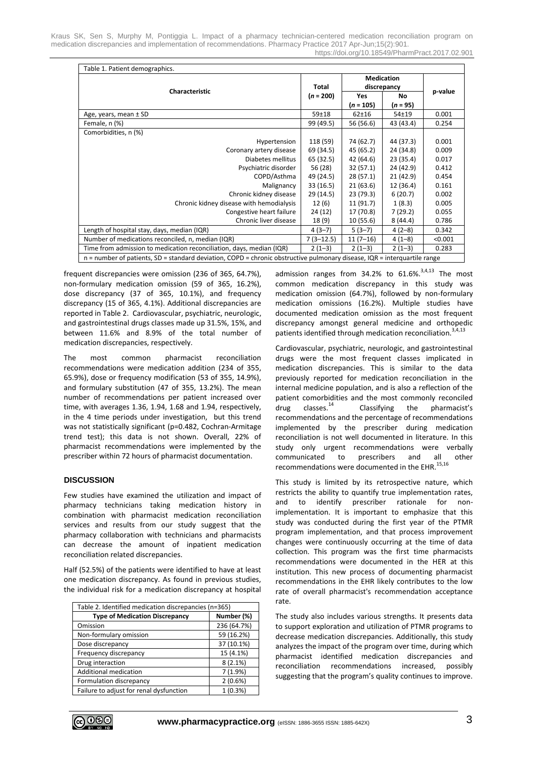Table 1. Patient demographics.

| Characteristic | Total (*n* = 200) | Medication discrepancy | | p-value |
|---|---|---|---|---|
| | | Yes (*n* = 105) | No (*n* = 95) | |
| Age, years, mean ± SD | 59±18 | 62±16 | 54±19 | 0.001 |
| Female, n (%) | 99 (49.5) | 56 (56.6) | 43 (43.4) | 0.254 |
| Comorbidities, n (%) | | | | |
| Hypertension | 118 (59) | 74 (62.7) | 44 (37.3) | 0.001 |
| Coronary artery disease | 69 (34.5) | 45 (65.2) | 24 (34.8) | 0.009 |
| Diabetes mellitus | 65 (32.5) | 42 (64.6) | 23 (35.4) | 0.017 |
| Psychiatric disorder | 56 (28) | 32 (57.1) | 24 (42.9) | 0.412 |
| COPD/Asthma | 49 (24.5) | 28 (57.1) | 21 (42.9) | 0.454 |
| Malignancy | 33 (16.5) | 21 (63.6) | 12 (36.4) | 0.161 |
| Chronic kidney disease | 29 (14.5) | 23 (79.3) | 6 (20.7) | 0.002 |
| Chronic kidney disease with hemodialysis | 12 (6) | 11 (91.7) | 1 (8.3) | 0.005 |
| Congestive heart failure | 24 (12) | 17 (70.8) | 7 (29.2) | 0.055 |
| Chronic liver disease | 18 (9) | 10 (55.6) | 8 (44.4) | 0.786 |
| Length of hospital stay, days, median (IQR) | 4 (3–7) | 5 (3–7) | 4 (2–8) | 0.342 |
| Number of medications reconciled, n, median (IQR) | 7 (3–12.5) | 11 (7–16) | 4 (1–8) | <0.001 |
| Time from admission to medication reconciliation, days, median (IQR) | 2 (1–3) | 2 (1–3) | 2 (1–3) | 0.283 |

n = number of patients, SD = standard deviation, COPD = chronic obstructive pulmonary disease, IQR = interquartile range

frequent discrepancies were omission (236 of 365, 64.7%), non-formulary medication omission (59 of 365, 16.2%), dose discrepancy (37 of 365, 10.1%), and frequency discrepancy (15 of 365, 4.1%). Additional discrepancies are reported in Table 2. Cardiovascular, psychiatric, neurologic, and gastrointestinal drugs classes made up 31.5%, 15%, and between 11.6% and 8.9% of the total number of medication discrepancies, respectively.

The most common pharmacist reconciliation recommendations were medication addition (234 of 355, 65.9%), dose or frequency modification (53 of 355, 14.9%), and formulary substitution (47 of 355, 13.2%). The mean number of recommendations per patient increased over time, with averages 1.36, 1.94, 1.68 and 1.94, respectively, in the 4 time periods under investigation, but this trend was not statistically significant (p=0.482, Cochran-Armitage trend test); this data is not shown. Overall, 22% of pharmacist recommendations were implemented by the prescriber within 72 hours of pharmacist documentation.

## DISCUSSION

Few studies have examined the utilization and impact of pharmacy technicians taking medication history in combination with pharmacist medication reconciliation services and results from our study suggest that the pharmacy collaboration with technicians and pharmacists can decrease the amount of inpatient medication reconciliation related discrepancies.

Half (52.5%) of the patients were identified to have at least one medication discrepancy. As found in previous studies, the individual risk for a medication discrepancy at hospital admission ranges from 34.2% to 61.6%.[3,4,13] The most common medication discrepancy in this study was medication omission (64.7%), followed by non-formulary medication omissions (16.2%). Multiple studies have documented medication omission as the most frequent discrepancy amongst general medicine and orthopedic patients identified through medication reconciliation.[3,4,13]

Table 2. Identified medication discrepancies (n=365)

| Type of Medication Discrepancy | Number (%) |
|---|---|
| Omission | 236 (64.7%) |
| Non-formulary omission | 59 (16.2%) |
| Dose discrepancy | 37 (10.1%) |
| Frequency discrepancy | 15 (4.1%) |
| Drug interaction | 8 (2.1%) |
| Additional medication | 7 (1.9%) |
| Formulation discrepancy | 2 (0.6%) |
| Failure to adjust for renal dysfunction | 1 (0.3%) |

Cardiovascular, psychiatric, neurologic, and gastrointestinal drugs were the most frequent classes implicated in medication discrepancies. This is similar to the data previously reported for medication reconciliation in the internal medicine population, and is also a reflection of the patient comorbidities and the most commonly reconciled drug classes.[14] Classifying the pharmacist's recommendations and the percentage of recommendations implemented by the prescriber during medication reconciliation is not well documented in literature. In this study only urgent recommendations were verbally communicated to prescribers and all other recommendations were documented in the EHR.[15,16]

This study is limited by its retrospective nature, which restricts the ability to quantify true implementation rates, and to identify prescriber rationale for non-implementation. It is important to emphasize that this study was conducted during the first year of the PTMR program implementation, and that process improvement changes were continuously occurring at the time of data collection. This program was the first time pharmacists recommendations were documented in the HER at this institution. This new process of documenting pharmacist recommendations in the EHR likely contributes to the low rate of overall pharmacist's recommendation acceptance rate.

The study also includes various strengths. It presents data to support exploration and utilization of PTMR programs to decrease medication discrepancies. Additionally, this study analyzes the impact of the program over time, during which pharmacist identified medication discrepancies and reconciliation recommendations increased, possibly suggesting that the program's quality continues to improve.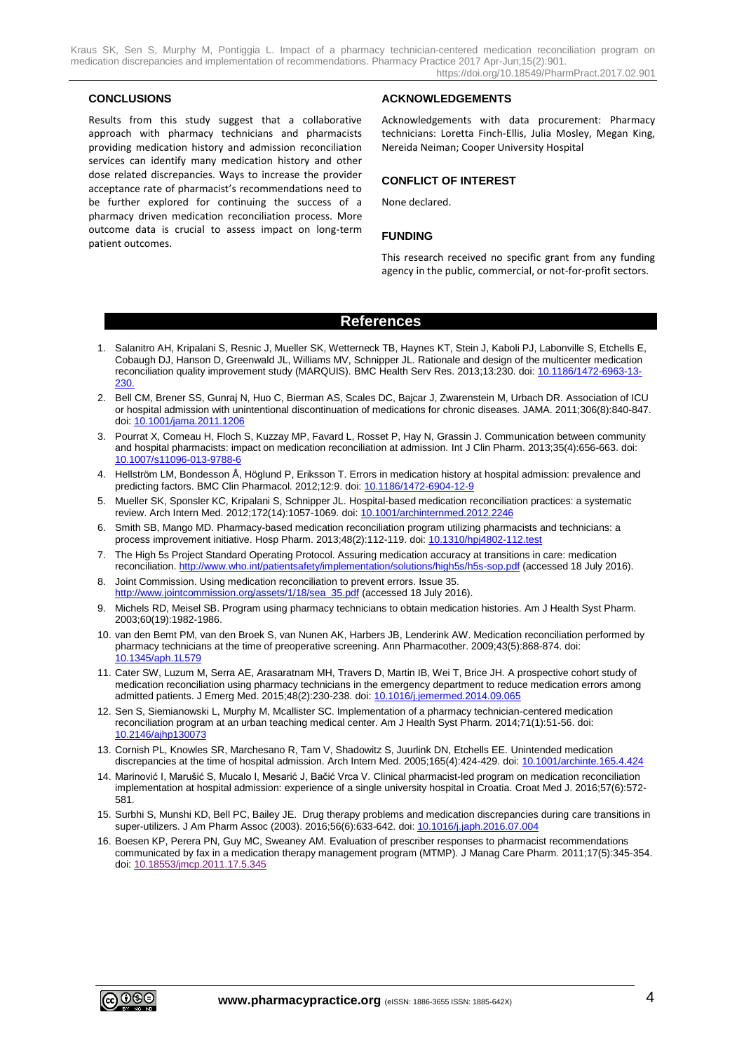## CONCLUSIONS

Results from this study suggest that a collaborative approach with pharmacy technicians and pharmacists providing medication history and admission reconciliation services can identify many medication history and other dose related discrepancies. Ways to increase the provider acceptance rate of pharmacist's recommendations need to be further explored for continuing the success of a pharmacy driven medication reconciliation process. More outcome data is crucial to assess impact on long-term patient outcomes.

## ACKNOWLEDGEMENTS

Acknowledgements with data procurement: Pharmacy technicians: Loretta Finch-Ellis, Julia Mosley, Megan King, Nereida Neiman; Cooper University Hospital

## CONFLICT OF INTEREST

None declared.

## FUNDING

This research received no specific grant from any funding agency in the public, commercial, or not-for-profit sectors.

## References

1. Salanitro AH, Kripalani S, Resnic J, Mueller SK, Wetterneck TB, Haynes KT, Stein J, Kaboli PJ, Labonville S, Etchells E, Cobaugh DJ, Hanson D, Greenwald JL, Williams MV, Schnipper JL. Rationale and design of the multicenter medication reconciliation quality improvement study (MARQUIS). BMC Health Serv Res. 2013;13:230. doi: 10.1186/1472-6963-13-230.
2. Bell CM, Brener SS, Gunraj N, Huo C, Bierman AS, Scales DC, Bajcar J, Zwarenstein M, Urbach DR. Association of ICU or hospital admission with unintentional discontinuation of medications for chronic diseases. JAMA. 2011;306(8):840-847. doi: 10.1001/jama.2011.1206
3. Pourrat X, Corneau H, Floch S, Kuzzay MP, Favard L, Rosset P, Hay N, Grassin J. Communication between community and hospital pharmacists: impact on medication reconciliation at admission. Int J Clin Pharm. 2013;35(4):656-663. doi: 10.1007/s11096-013-9788-6
4. Hellström LM, Bondesson Å, Höglund P, Eriksson T. Errors in medication history at hospital admission: prevalence and predicting factors. BMC Clin Pharmacol. 2012;12:9. doi: 10.1186/1472-6904-12-9
5. Mueller SK, Sponsler KC, Kripalani S, Schnipper JL. Hospital-based medication reconciliation practices: a systematic review. Arch Intern Med. 2012;172(14):1057-1069. doi: 10.1001/archinternmed.2012.2246
6. Smith SB, Mango MD. Pharmacy-based medication reconciliation program utilizing pharmacists and technicians: a process improvement initiative. Hosp Pharm. 2013;48(2):112-119. doi: 10.1310/hpj4802-112.test
7. The High 5s Project Standard Operating Protocol. Assuring medication accuracy at transitions in care: medication reconciliation. http://www.who.int/patientsafety/implementation/solutions/high5s/h5s-sop.pdf (accessed 18 July 2016).
8. Joint Commission. Using medication reconciliation to prevent errors. Issue 35. http://www.jointcommission.org/assets/1/18/sea_35.pdf (accessed 18 July 2016).
9. Michels RD, Meisel SB. Program using pharmacy technicians to obtain medication histories. Am J Health Syst Pharm. 2003;60(19):1982-1986.
10. van den Bemt PM, van den Broek S, van Nunen AK, Harbers JB, Lenderink AW. Medication reconciliation performed by pharmacy technicians at the time of preoperative screening. Ann Pharmacother. 2009;43(5):868-874. doi: 10.1345/aph.1L579
11. Cater SW, Luzum M, Serra AE, Arasaratnam MH, Travers D, Martin IB, Wei T, Brice JH. A prospective cohort study of medication reconciliation using pharmacy technicians in the emergency department to reduce medication errors among admitted patients. J Emerg Med. 2015;48(2):230-238. doi: 10.1016/j.jemermed.2014.09.065
12. Sen S, Siemianowski L, Murphy M, Mcallister SC. Implementation of a pharmacy technician-centered medication reconciliation program at an urban teaching medical center. Am J Health Syst Pharm. 2014;71(1):51-56. doi: 10.2146/ajhp130073
13. Cornish PL, Knowles SR, Marchesano R, Tam V, Shadowitz S, Juurlink DN, Etchells EE. Unintended medication discrepancies at the time of hospital admission. Arch Intern Med. 2005;165(4):424-429. doi: 10.1001/archinte.165.4.424
14. Marinović I, Marušić S, Mucalo I, Mesarić J, Bačić Vrca V. Clinical pharmacist-led program on medication reconciliation implementation at hospital admission: experience of a single university hospital in Croatia. Croat Med J. 2016;57(6):572-581.
15. Surbhi S, Munshi KD, Bell PC, Bailey JE. Drug therapy problems and medication discrepancies during care transitions in super-utilizers. J Am Pharm Assoc (2003). 2016;56(6):633-642. doi: 10.1016/j.japh.2016.07.004
16. Boesen KP, Perera PN, Guy MC, Sweaney AM. Evaluation of prescriber responses to pharmacist recommendations communicated by fax in a medication therapy management program (MTMP). J Manag Care Pharm. 2011;17(5):345-354. doi: 10.18553/jmcp.2011.17.5.345